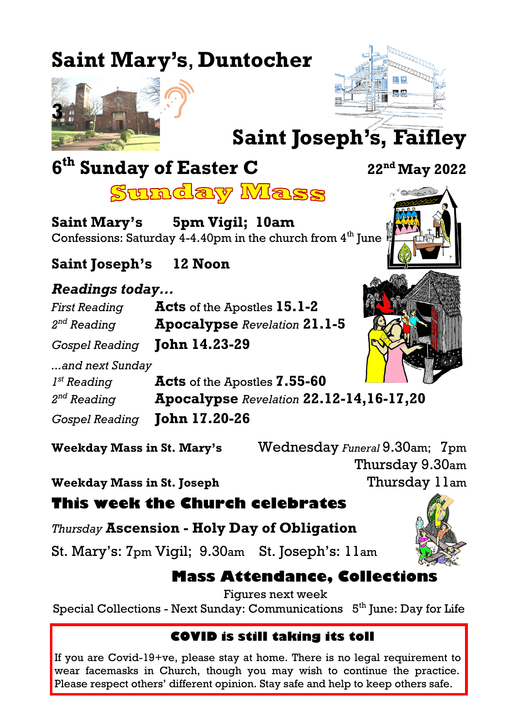# Saint Mary's, Duntocher

# Saint Joseph's, Faifley

## 6th Sunday of Easter C

**22nd May 2022**

# Sunday Mass

**Saint Mary's** **5pm Vigil; 10am**

Confessions: Saturday 4-4.40pm in the church from 4th June

**Saint Joseph's** **12 Noon**

### *Readings today...*

| | |
|---|---|
| *First Reading* | **Acts** of the Apostles **15.1-2** |
| *2nd Reading* | **Apocalypse** *Revelation* **21.1-5** |
| *Gospel Reading* | **John 14.23-29** |

*...and next Sunday*

| | |
|---|---|
| *1st Reading* | **Acts** of the Apostles **7.55-60** |
| *2nd Reading* | **Apocalypse** *Revelation* **22.12-14,16-17,20** |
| *Gospel Reading* | **John 17.20-26** |

**Weekday Mass in St. Mary's** Wednesday *Funeral* 9.30am; 7pm

Thursday 9.30am

**Weekday Mass in St. Joseph** Thursday 11am

## This week the Church celebrates

*Thursday* **Ascension - Holy Day of Obligation**

St. Mary's: 7pm Vigil; 9.30am St. Joseph's: 11am

## Mass Attendance, Collections

Figures next week

Special Collections - Next Sunday: Communications 5th June: Day for Life

### COVID is still taking its toll

If you are Covid-19+ve, please stay at home. There is no legal requirement to wear facemasks in Church, though you may wish to continue the practice. Please respect others' different opinion. Stay safe and help to keep others safe.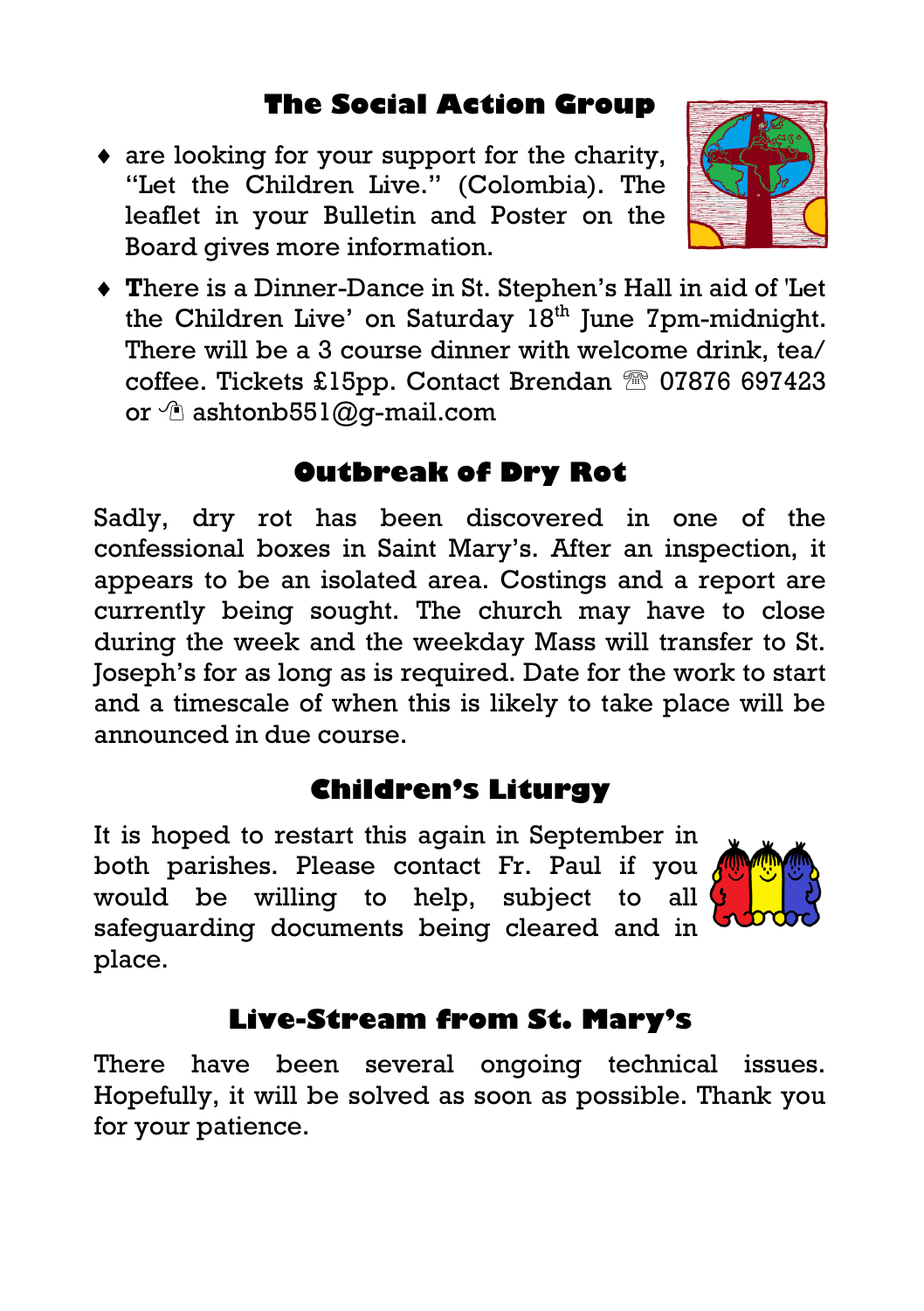## The Social Action Group

- are looking for your support for the charity, "Let the Children Live." (Colombia). The leaflet in your Bulletin and Poster on the Board gives more information.
- **T**here is a Dinner-Dance in St. Stephen's Hall in aid of 'Let the Children Live' on Saturday 18th June 7pm-midnight. There will be a 3 course dinner with welcome drink, tea/ coffee. Tickets £15pp. Contact Brendan ☎ 07876 697423 or ✉ ashtonb551@g-mail.com

## Outbreak of Dry Rot

Sadly, dry rot has been discovered in one of the confessional boxes in Saint Mary's. After an inspection, it appears to be an isolated area. Costings and a report are currently being sought. The church may have to close during the week and the weekday Mass will transfer to St. Joseph's for as long as is required. Date for the work to start and a timescale of when this is likely to take place will be announced in due course.

## Children's Liturgy

It is hoped to restart this again in September in both parishes. Please contact Fr. Paul if you would be willing to help, subject to all safeguarding documents being cleared and in place.

## Live-Stream from St. Mary's

There have been several ongoing technical issues. Hopefully, it will be solved as soon as possible. Thank you for your patience.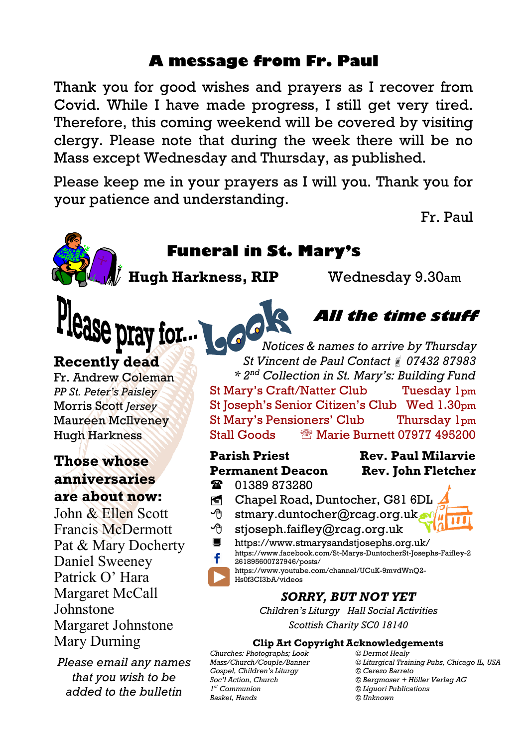## A message from Fr. Paul

Thank you for good wishes and prayers as I recover from Covid. While I have made progress, I still get very tired. Therefore, this coming weekend will be covered by visiting clergy. Please note that during the week there will be no Mass except Wednesday and Thursday, as published.

Please keep me in your prayers as I will you. Thank you for your patience and understanding.

Fr. Paul

## Funeral in St. Mary's

**Hugh Harkness, RIP** Wednesday 9.30am

## Please pray for...

### Recently dead

Fr. Andrew Coleman
*PP St. Peter's Paisley*
Morris Scott *Jersey*
Maureen McIlveney
Hugh Harkness

### Those whose anniversaries are about now:

John & Ellen Scott
Francis McDermott
Pat & Mary Docherty
Daniel Sweeney
Patrick O' Hara
Margaret McCall
Johnstone
Margaret Johnstone
Mary Durning

*Please email any names that you wish to be added to the bulletin*

## Look — All the time stuff

*Notices & names to arrive by Thursday*
*St Vincent de Paul Contact 07432 87983*
*\* 2nd Collection in St. Mary's: Building Fund*

St Mary's Craft/Natter Club — Tuesday 1pm
St Joseph's Senior Citizen's Club — Wed 1.30pm
St Mary's Pensioners' Club — Thursday 1pm
Stall Goods — Marie Burnett 07977 495200

**Parish Priest** — **Rev. Paul Milarvie**
**Permanent Deacon** — **Rev. John Fletcher**

01389 873280
Chapel Road, Duntocher, G81 6DL
stmary.duntocher@rcag.org.uk
stjoseph.faifley@rcag.org.uk
https://www.stmarysandstjosephs.org.uk/
https://www.facebook.com/St-Marys-DuntocherSt-Josephs-Faifley-2261895600727946/posts/
https://www.youtube.com/channel/UCuK-9mvdWnQ2-Hs0f3CI3bA/videos

### *SORRY, BUT NOT YET*

*Children's Liturgy Hall Social Activities*

*Scottish Charity SC0 18140*

### Clip Art Copyright Acknowledgements

| | |
|---|---|
| *Churches: Photographs; Look* | *© Dermot Healy* |
| *Mass/Church/Couple/Banner* | *© Liturgical Training Pubs, Chicago IL, USA* |
| *Gospel, Children's Liturgy* | *© Cerezo Barreto* |
| *Soc'l Action, Church* | *© Bergmoser + Höller Verlag AG* |
| *1st Communion* | *© Liguori Publications* |
| *Basket, Hands* | *© Unknown* |